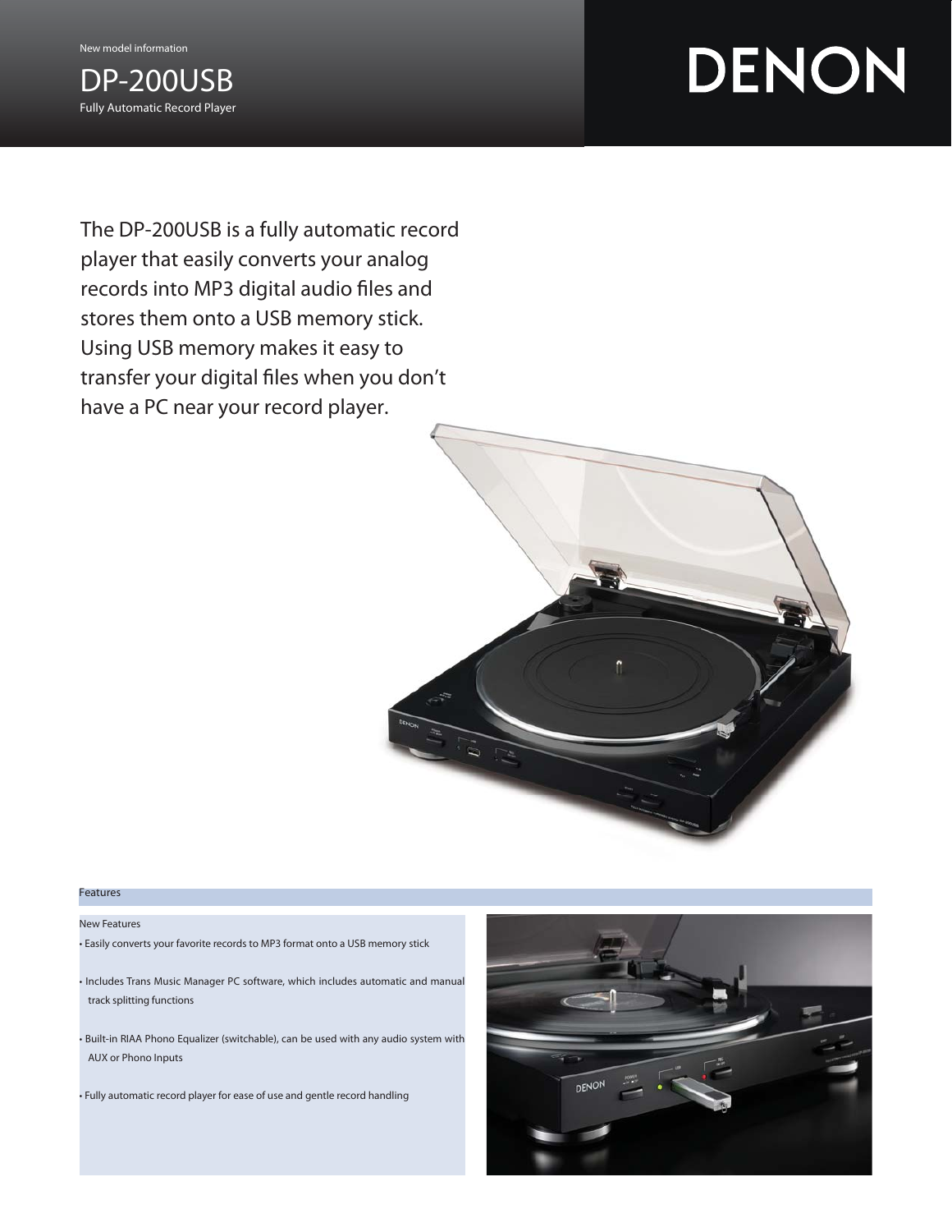New model information

# DP-200USB

Fully Automatic Record Player

DENON

The DP-200USB is a fully automatic record player that easily converts your analog records into MP3 digital audio files and stores them onto a USB memory stick. Using USB memory makes it easy to transfer your digital files when you don't have a PC near your record player.

## Features

### New Features

- Easily converts your favorite records to MP3 format onto a USB memory stick
- Includes Trans Music Manager PC software, which includes automatic and manual track splitting functions
- Built-in RIAA Phono Equalizer (switchable), can be used with any audio system with AUX or Phono Inputs
- Fully automatic record player for ease of use and gentle record handling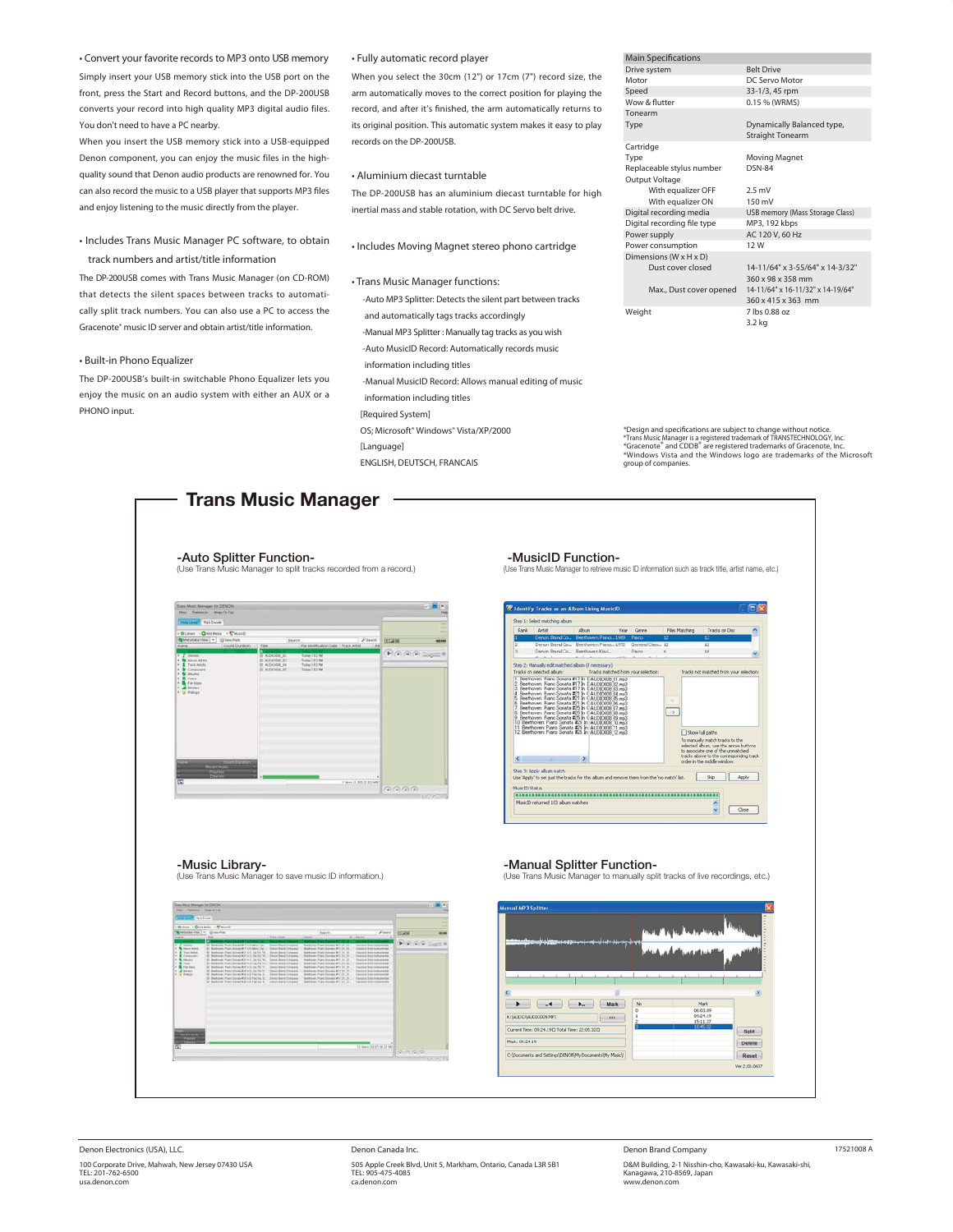• Convert your favorite records to MP3 onto USB memory

Simply insert your USB memory stick into the USB port on the front, press the Start and Record buttons, and the DP-200USB converts your record into high quality MP3 digital audio files. You don't need to have a PC nearby.
When you insert the USB memory stick into a USB-equipped Denon component, you can enjoy the music files in the high-quality sound that Denon audio products are renowned for. You can also record the music to a USB player that supports MP3 files and enjoy listening to the music directly from the player.

• Includes Trans Music Manager PC software, to obtain track numbers and artist/title information

The DP-200USB comes with Trans Music Manager (on CD-ROM) that detects the silent spaces between tracks to automatically split track numbers. You can also use a PC to access the Gracenote* music ID server and obtain artist/title information.

• Built-in Phono Equalizer

The DP-200USB's built-in switchable Phono Equalizer lets you enjoy the music on an audio system with either an AUX or a PHONO input.

• Fully automatic record player

When you select the 30cm (12") or 17cm (7") record size, the arm automatically moves to the correct position for playing the record, and after it's finished, the arm automatically returns to its original position. This automatic system makes it easy to play records on the DP-200USB.

• Aluminium diecast turntable

The DP-200USB has an aluminium diecast turntable for high inertial mass and stable rotation, with DC Servo belt drive.

• Includes Moving Magnet stereo phono cartridge

• Trans Music Manager functions:

-Auto MP3 Splitter: Detects the silent part between tracks and automatically tags tracks accordingly
-Manual MP3 Splitter : Manually tag tracks as you wish
-Auto MusicID Record: Automatically records music information including titles
-Manual MusicID Record: Allows manual editing of music information including titles

[Required System]
OS; Microsoft® Windows® Vista/XP/2000
[Language]
ENGLISH, DEUTSCH, FRANCAIS

| Main Specifications | |
|---|---|
| Drive system | Belt Drive |
| Motor | DC Servo Motor |
| Speed | 33-1/3, 45 rpm |
| Wow & flutter | 0.15 % (WRMS) |
| Tonearm | |
| Type | Dynamically Balanced type, Straight Tonearm |
| Cartridge | |
| Type | Moving Magnet |
| Replaceable stylus number | DSN-84 |
| Output Voltage | |
| With equalizer OFF | 2.5 mV |
| With equalizer ON | 150 mV |
| Digital recording media | USB memory (Mass Storage Class) |
| Digital recording file type | MP3, 192 kbps |
| Power supply | AC 120 V, 60 Hz |
| Power consumption | 12 W |
| Dimensions (W x H x D) | |
| Dust cover closed | 14-11/64" x 3-55/64" x 14-3/32" 360 x 98 x 358 mm |
| Max., Dust cover opened | 14-11/64" x 16-11/32" x 14-19/64" 360 x 415 x 363 mm |
| Weight | 7 lbs 0.88 oz 3.2 kg |

*Design and specifications are subject to change without notice.
*Trans Music Manager is a registered trademark of TRANSTECHNOLOGY, Inc.
*Gracenote® and CDDB® are registered trademarks of Gracenote, Inc.
*Windows Vista and the Windows logo are trademarks of the Microsoft group of companies.

## Trans Music Manager

### -Auto Splitter Function-
(Use Trans Music Manager to split tracks recorded from a record.)

### -MusicID Function-
(Use Trans Music Manager to retrieve music ID information such as track title, artist name, etc.)

### -Music Library-
(Use Trans Music Manager to save music ID information.)

### -Manual Splitter Function-
(Use Trans Music Manager to manually split tracks of live recordings, etc.)

Denon Electronics (USA), LLC.
100 Corporate Drive, Mahwah, New Jersey 07430 USA
TEL: 201-762-6500
usa.denon.com

Denon Canada Inc.
505 Apple Creek Blvd, Unit 5, Markham, Ontario, Canada L3R 5B1
TEL: 905-475-4085
ca.denon.com

Denon Brand Company
D&M Building, 2-1 Nisshin-cho, Kawasaki-ku, Kawasaki-shi, Kanagawa, 210-8569, Japan
www.denon.com

17521008 A